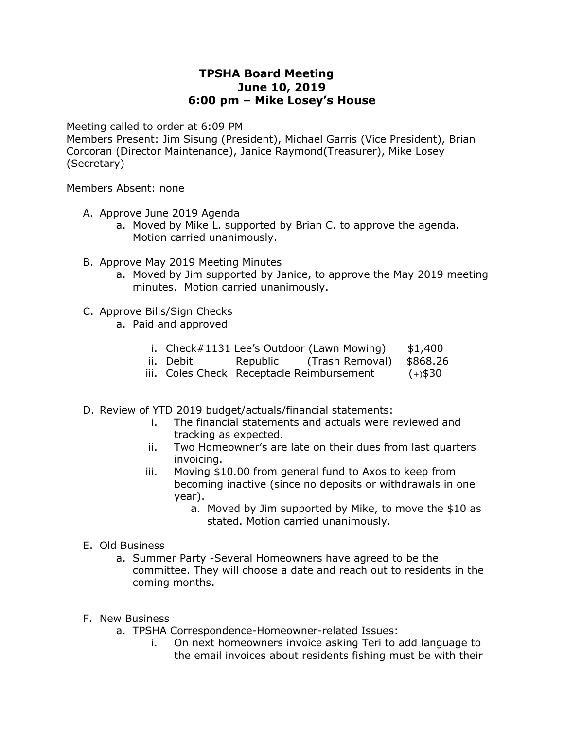# TPSHA Board Meeting
## June 10, 2019
## 6:00 pm – Mike Losey's House

Meeting called to order at 6:09 PM
Members Present: Jim Sisung (President), Michael Garris (Vice President), Brian Corcoran (Director Maintenance), Janice Raymond(Treasurer), Mike Losey (Secretary)

Members Absent: none

A. Approve June 2019 Agenda
    a. Moved by Mike L. supported by Brian C. to approve the agenda. Motion carried unanimously.

B. Approve May 2019 Meeting Minutes
    a. Moved by Jim supported by Janice, to approve the May 2019 meeting minutes. Motion carried unanimously.

C. Approve Bills/Sign Checks
    a. Paid and approved
        i. Check#1131 Lee's Outdoor (Lawn Mowing) $1,400
        ii. Debit Republic (Trash Removal) $868.26
        iii. Coles Check Receptacle Reimbursement (+)$30

D. Review of YTD 2019 budget/actuals/financial statements:
    i. The financial statements and actuals were reviewed and tracking as expected.
    ii. Two Homeowner's are late on their dues from last quarters invoicing.
    iii. Moving $10.00 from general fund to Axos to keep from becoming inactive (since no deposits or withdrawals in one year).
        a. Moved by Jim supported by Mike, to move the $10 as stated. Motion carried unanimously.

E. Old Business
    a. Summer Party -Several Homeowners have agreed to be the committee. They will choose a date and reach out to residents in the coming months.

F. New Business
    a. TPSHA Correspondence-Homeowner-related Issues:
        i. On next homeowners invoice asking Teri to add language to the email invoices about residents fishing must be with their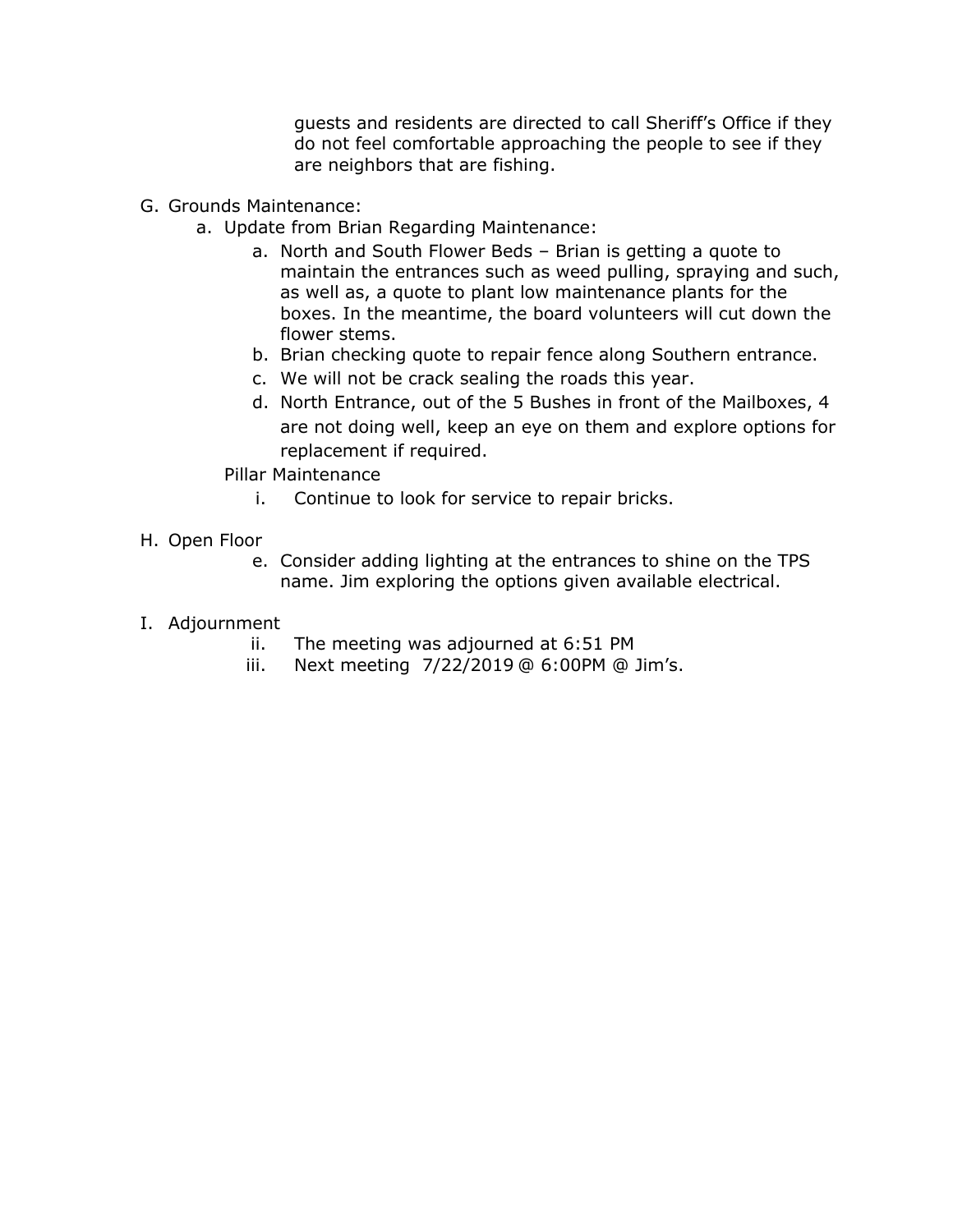guests and residents are directed to call Sheriff's Office if they do not feel comfortable approaching the people to see if they are neighbors that are fishing.

G. Grounds Maintenance:
   a. Update from Brian Regarding Maintenance:
      a. North and South Flower Beds – Brian is getting a quote to maintain the entrances such as weed pulling, spraying and such, as well as, a quote to plant low maintenance plants for the boxes. In the meantime, the board volunteers will cut down the flower stems.
      b. Brian checking quote to repair fence along Southern entrance.
      c. We will not be crack sealing the roads this year.
      d. North Entrance, out of the 5 Bushes in front of the Mailboxes, 4 are not doing well, keep an eye on them and explore options for replacement if required.

   Pillar Maintenance
      i. Continue to look for service to repair bricks.

H. Open Floor
      e. Consider adding lighting at the entrances to shine on the TPS name. Jim exploring the options given available electrical.

I. Adjournment
      ii. The meeting was adjourned at 6:51 PM
      iii. Next meeting 7/22/2019 @ 6:00PM @ Jim's.